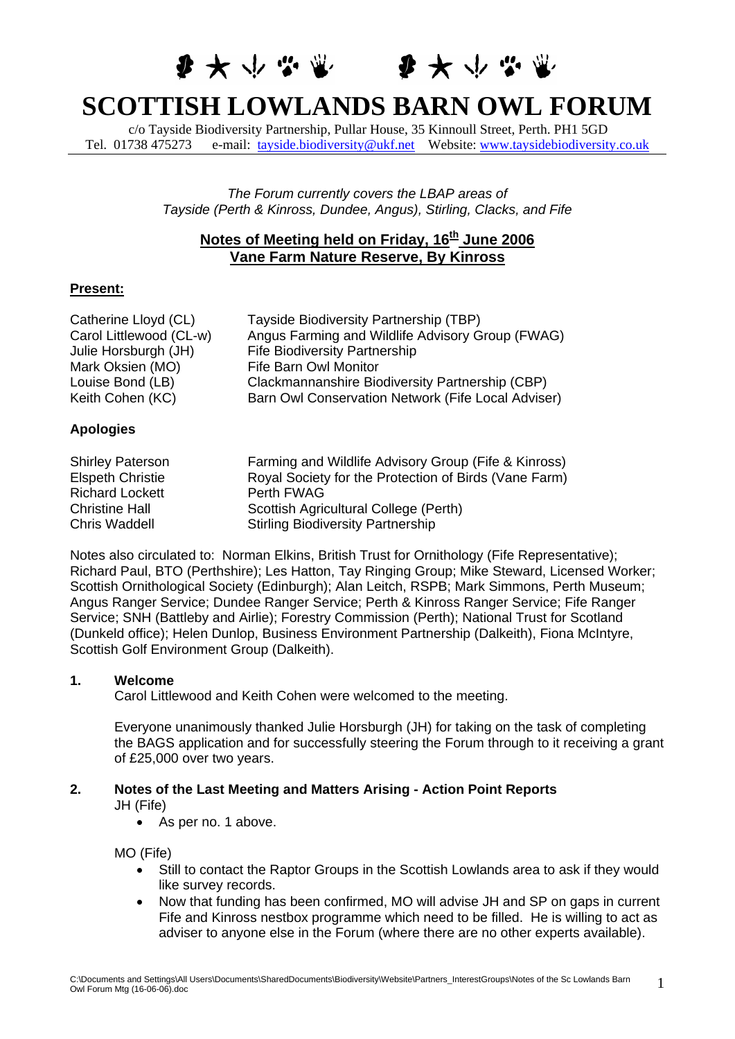# SCOTTISH LOWLANDS BARN OWL FORUM

c/o Tayside Biodiversity Partnership, Pullar House, 35 Kinnoull Street, Perth. PH1 5GD
Tel. 01738 475273 e-mail: tayside.biodiversity@ukf.net Website: www.taysidebiodiversity.co.uk

*The Forum currently covers the LBAP areas of Tayside (Perth & Kinross, Dundee, Angus), Stirling, Clacks, and Fife*

## Notes of Meeting held on Friday, 16th June 2006
## Vane Farm Nature Reserve, By Kinross

**Present:**

| | |
|---|---|
| Catherine Lloyd (CL) | Tayside Biodiversity Partnership (TBP) |
| Carol Littlewood (CL-w) | Angus Farming and Wildlife Advisory Group (FWAG) |
| Julie Horsburgh (JH) | Fife Biodiversity Partnership |
| Mark Oksien (MO) | Fife Barn Owl Monitor |
| Louise Bond (LB) | Clackmannanshire Biodiversity Partnership (CBP) |
| Keith Cohen (KC) | Barn Owl Conservation Network (Fife Local Adviser) |

**Apologies**

| | |
|---|---|
| Shirley Paterson | Farming and Wildlife Advisory Group (Fife & Kinross) |
| Elspeth Christie | Royal Society for the Protection of Birds (Vane Farm) |
| Richard Lockett | Perth FWAG |
| Christine Hall | Scottish Agricultural College (Perth) |
| Chris Waddell | Stirling Biodiversity Partnership |

Notes also circulated to: Norman Elkins, British Trust for Ornithology (Fife Representative); Richard Paul, BTO (Perthshire); Les Hatton, Tay Ringing Group; Mike Steward, Licensed Worker; Scottish Ornithological Society (Edinburgh); Alan Leitch, RSPB; Mark Simmons, Perth Museum; Angus Ranger Service; Dundee Ranger Service; Perth & Kinross Ranger Service; Fife Ranger Service; SNH (Battleby and Airlie); Forestry Commission (Perth); National Trust for Scotland (Dunkeld office); Helen Dunlop, Business Environment Partnership (Dalkeith), Fiona McIntyre, Scottish Golf Environment Group (Dalkeith).

### 1. Welcome

Carol Littlewood and Keith Cohen were welcomed to the meeting.

Everyone unanimously thanked Julie Horsburgh (JH) for taking on the task of completing the BAGS application and for successfully steering the Forum through to it receiving a grant of £25,000 over two years.

### 2. Notes of the Last Meeting and Matters Arising - Action Point Reports

JH (Fife)

- As per no. 1 above.

MO (Fife)

- Still to contact the Raptor Groups in the Scottish Lowlands area to ask if they would like survey records.
- Now that funding has been confirmed, MO will advise JH and SP on gaps in current Fife and Kinross nestbox programme which need to be filled. He is willing to act as adviser to anyone else in the Forum (where there are no other experts available).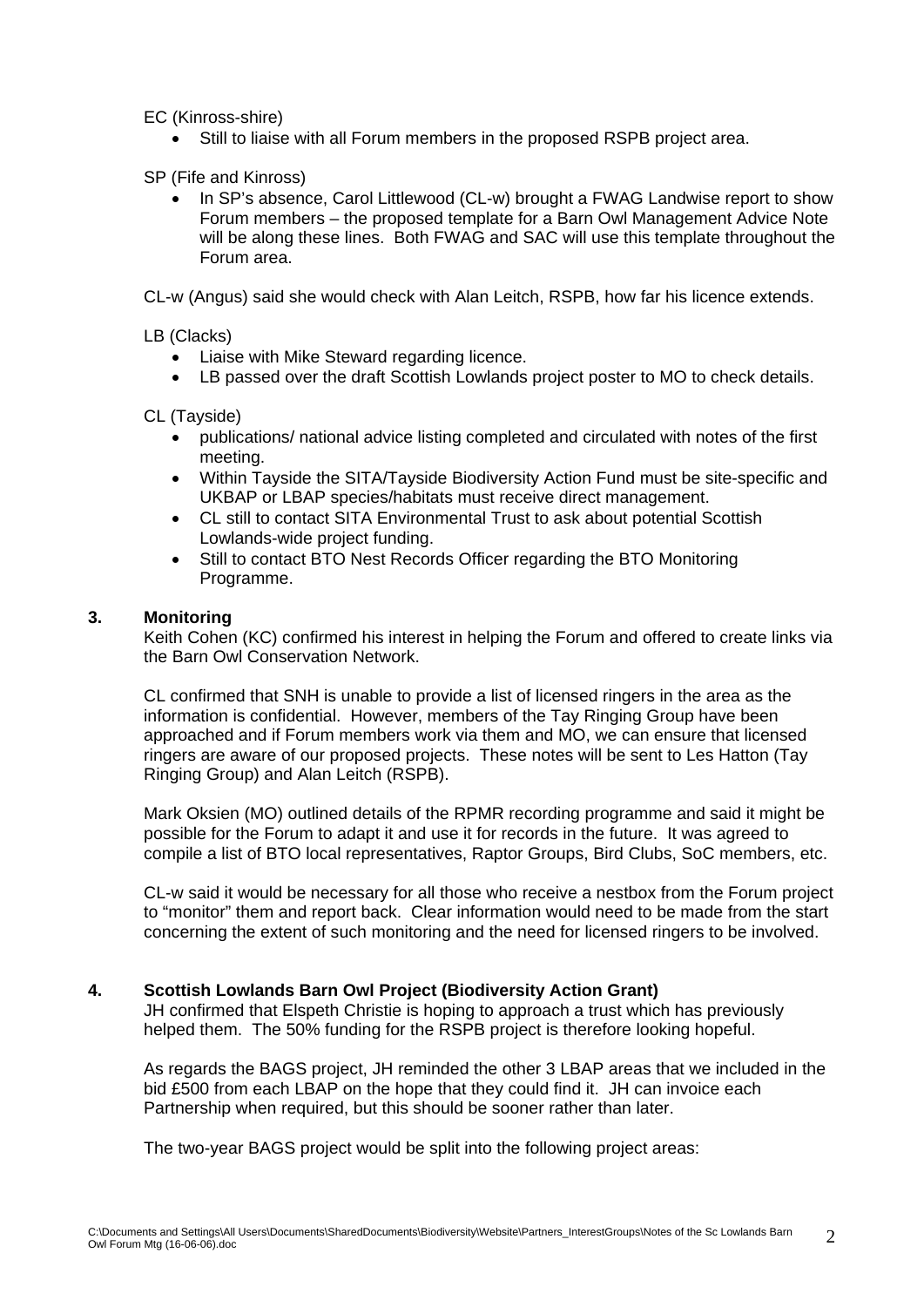EC (Kinross-shire)

- Still to liaise with all Forum members in the proposed RSPB project area.

SP (Fife and Kinross)

- In SP's absence, Carol Littlewood (CL-w) brought a FWAG Landwise report to show Forum members – the proposed template for a Barn Owl Management Advice Note will be along these lines. Both FWAG and SAC will use this template throughout the Forum area.

CL-w (Angus) said she would check with Alan Leitch, RSPB, how far his licence extends.

LB (Clacks)

- Liaise with Mike Steward regarding licence.
- LB passed over the draft Scottish Lowlands project poster to MO to check details.

CL (Tayside)

- publications/ national advice listing completed and circulated with notes of the first meeting.
- Within Tayside the SITA/Tayside Biodiversity Action Fund must be site-specific and UKBAP or LBAP species/habitats must receive direct management.
- CL still to contact SITA Environmental Trust to ask about potential Scottish Lowlands-wide project funding.
- Still to contact BTO Nest Records Officer regarding the BTO Monitoring Programme.

## 3. Monitoring

Keith Cohen (KC) confirmed his interest in helping the Forum and offered to create links via the Barn Owl Conservation Network.

CL confirmed that SNH is unable to provide a list of licensed ringers in the area as the information is confidential. However, members of the Tay Ringing Group have been approached and if Forum members work via them and MO, we can ensure that licensed ringers are aware of our proposed projects. These notes will be sent to Les Hatton (Tay Ringing Group) and Alan Leitch (RSPB).

Mark Oksien (MO) outlined details of the RPMR recording programme and said it might be possible for the Forum to adapt it and use it for records in the future. It was agreed to compile a list of BTO local representatives, Raptor Groups, Bird Clubs, SoC members, etc.

CL-w said it would be necessary for all those who receive a nestbox from the Forum project to "monitor" them and report back. Clear information would need to be made from the start concerning the extent of such monitoring and the need for licensed ringers to be involved.

## 4. Scottish Lowlands Barn Owl Project (Biodiversity Action Grant)

JH confirmed that Elspeth Christie is hoping to approach a trust which has previously helped them. The 50% funding for the RSPB project is therefore looking hopeful.

As regards the BAGS project, JH reminded the other 3 LBAP areas that we included in the bid £500 from each LBAP on the hope that they could find it. JH can invoice each Partnership when required, but this should be sooner rather than later.

The two-year BAGS project would be split into the following project areas: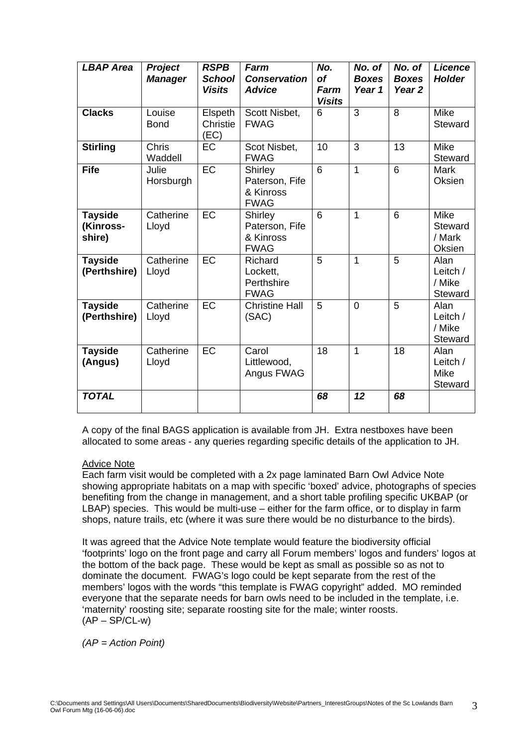| ***LBAP Area*** | ***Project Manager*** | ***RSPB School Visits*** | ***Farm Conservation Advice*** | ***No. of Farm Visits*** | ***No. of Boxes Year 1*** | ***No. of Boxes Year 2*** | ***Licence Holder*** |
|---|---|---|---|---|---|---|---|
| **Clacks** | Louise Bond | Elspeth Christie (EC) | Scott Nisbet, FWAG | 6 | 3 | 8 | Mike Steward |
| **Stirling** | Chris Waddell | EC | Scot Nisbet, FWAG | 10 | 3 | 13 | Mike Steward |
| **Fife** | Julie Horsburgh | EC | Shirley Paterson, Fife & Kinross FWAG | 6 | 1 | 6 | Mark Oksien |
| **Tayside (Kinross-shire)** | Catherine Lloyd | EC | Shirley Paterson, Fife & Kinross FWAG | 6 | 1 | 6 | Mike Steward / Mark Oksien |
| **Tayside (Perthshire)** | Catherine Lloyd | EC | Richard Lockett, Perthshire FWAG | 5 | 1 | 5 | Alan Leitch / / Mike Steward |
| **Tayside (Perthshire)** | Catherine Lloyd | EC | Christine Hall (SAC) | 5 | 0 | 5 | Alan Leitch / / Mike Steward |
| **Tayside (Angus)** | Catherine Lloyd | EC | Carol Littlewood, Angus FWAG | 18 | 1 | 18 | Alan Leitch / Mike Steward |
| ***TOTAL*** | | | | ***68*** | ***12*** | ***68*** | |

A copy of the final BAGS application is available from JH. Extra nestboxes have been allocated to some areas - any queries regarding specific details of the application to JH.

<u>Advice Note</u>

Each farm visit would be completed with a 2x page laminated Barn Owl Advice Note showing appropriate habitats on a map with specific 'boxed' advice, photographs of species benefiting from the change in management, and a short table profiling specific UKBAP (or LBAP) species. This would be multi-use – either for the farm office, or to display in farm shops, nature trails, etc (where it was sure there would be no disturbance to the birds).

It was agreed that the Advice Note template would feature the biodiversity official 'footprints' logo on the front page and carry all Forum members' logos and funders' logos at the bottom of the back page. These would be kept as small as possible so as not to dominate the document. FWAG's logo could be kept separate from the rest of the members' logos with the words "this template is FWAG copyright" added. MO reminded everyone that the separate needs for barn owls need to be included in the template, i.e. 'maternity' roosting site; separate roosting site for the male; winter roosts. (AP – SP/CL-w)

*(AP = Action Point)*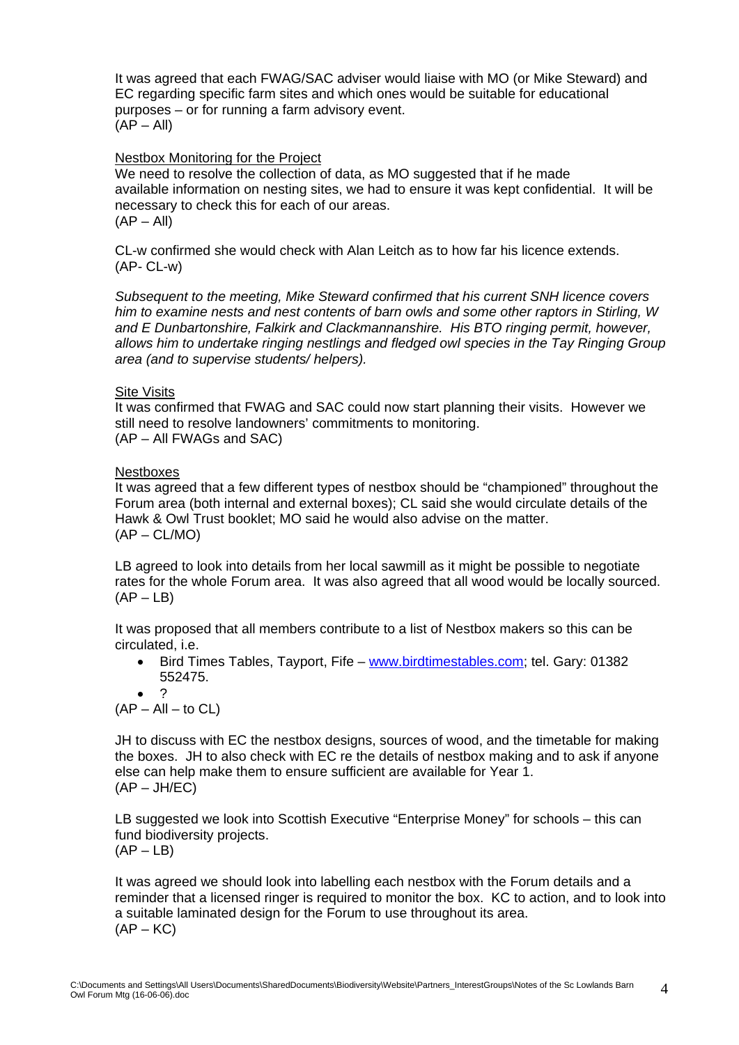It was agreed that each FWAG/SAC adviser would liaise with MO (or Mike Steward) and EC regarding specific farm sites and which ones would be suitable for educational purposes – or for running a farm advisory event.
(AP – All)

<u>Nestbox Monitoring for the Project</u>

We need to resolve the collection of data, as MO suggested that if he made available information on nesting sites, we had to ensure it was kept confidential. It will be necessary to check this for each of our areas.
(AP – All)

CL-w confirmed she would check with Alan Leitch as to how far his licence extends.
(AP- CL-w)

*Subsequent to the meeting, Mike Steward confirmed that his current SNH licence covers him to examine nests and nest contents of barn owls and some other raptors in Stirling, W and E Dunbartonshire, Falkirk and Clackmannanshire. His BTO ringing permit, however, allows him to undertake ringing nestlings and fledged owl species in the Tay Ringing Group area (and to supervise students/ helpers).*

<u>Site Visits</u>

It was confirmed that FWAG and SAC could now start planning their visits. However we still need to resolve landowners' commitments to monitoring.
(AP – All FWAGs and SAC)

<u>Nestboxes</u>

It was agreed that a few different types of nestbox should be "championed" throughout the Forum area (both internal and external boxes); CL said she would circulate details of the Hawk & Owl Trust booklet; MO said he would also advise on the matter.
(AP – CL/MO)

LB agreed to look into details from her local sawmill as it might be possible to negotiate rates for the whole Forum area. It was also agreed that all wood would be locally sourced.
(AP – LB)

It was proposed that all members contribute to a list of Nestbox makers so this can be circulated, i.e.

- Bird Times Tables, Tayport, Fife – www.birdtimestables.com; tel. Gary: 01382 552475.
- ?

(AP – All – to CL)

JH to discuss with EC the nestbox designs, sources of wood, and the timetable for making the boxes. JH to also check with EC re the details of nestbox making and to ask if anyone else can help make them to ensure sufficient are available for Year 1.
(AP – JH/EC)

LB suggested we look into Scottish Executive "Enterprise Money" for schools – this can fund biodiversity projects.
(AP – LB)

It was agreed we should look into labelling each nestbox with the Forum details and a reminder that a licensed ringer is required to monitor the box. KC to action, and to look into a suitable laminated design for the Forum to use throughout its area.
(AP – KC)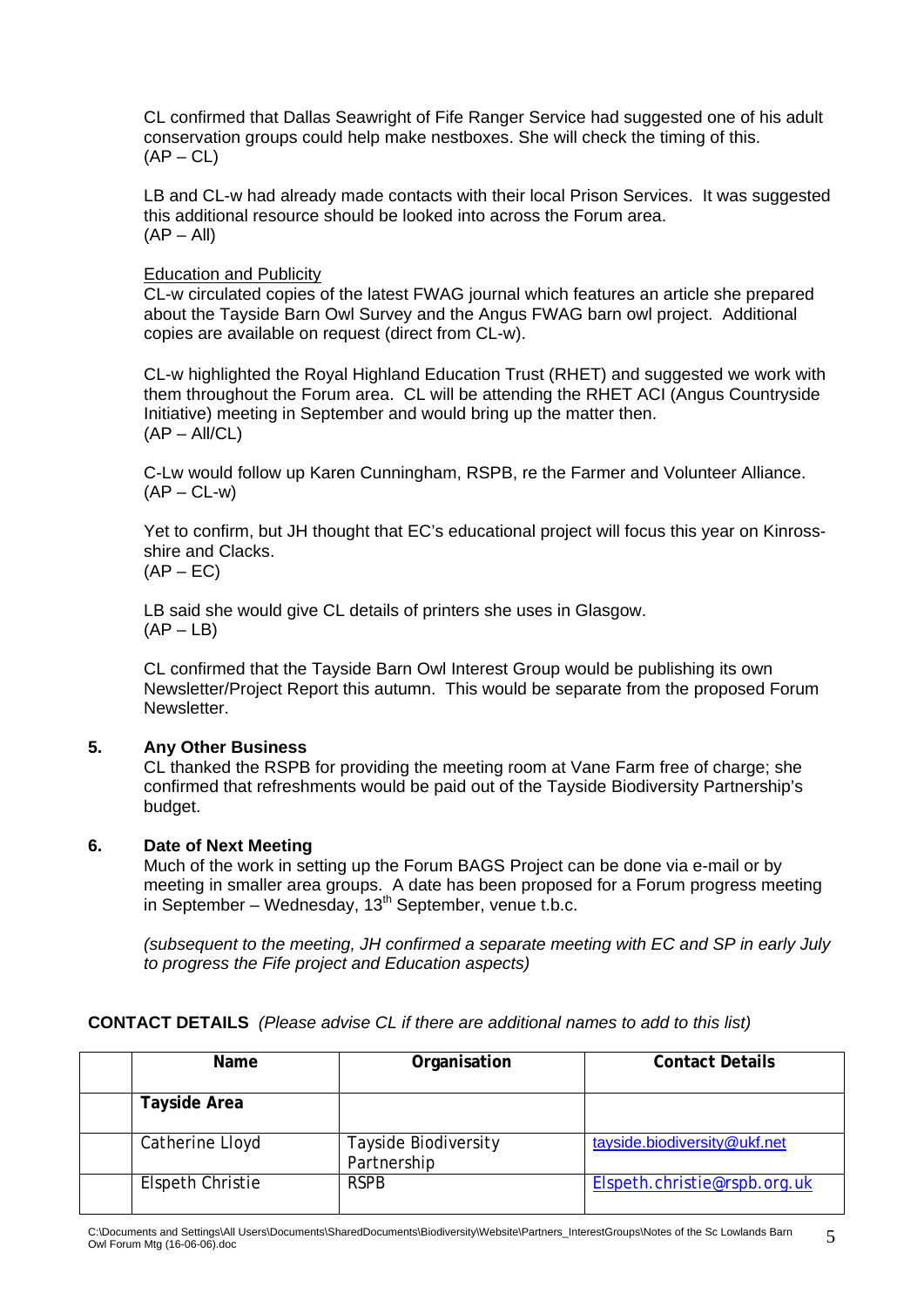CL confirmed that Dallas Seawright of Fife Ranger Service had suggested one of his adult conservation groups could help make nestboxes. She will check the timing of this.
(AP – CL)

LB and CL-w had already made contacts with their local Prison Services. It was suggested this additional resource should be looked into across the Forum area.
(AP – All)

Education and Publicity

CL-w circulated copies of the latest FWAG journal which features an article she prepared about the Tayside Barn Owl Survey and the Angus FWAG barn owl project. Additional copies are available on request (direct from CL-w).

CL-w highlighted the Royal Highland Education Trust (RHET) and suggested we work with them throughout the Forum area. CL will be attending the RHET ACI (Angus Countryside Initiative) meeting in September and would bring up the matter then.
(AP – All/CL)

C-Lw would follow up Karen Cunningham, RSPB, re the Farmer and Volunteer Alliance.
(AP – CL-w)

Yet to confirm, but JH thought that EC's educational project will focus this year on Kinross-shire and Clacks.
(AP – EC)

LB said she would give CL details of printers she uses in Glasgow.
(AP – LB)

CL confirmed that the Tayside Barn Owl Interest Group would be publishing its own Newsletter/Project Report this autumn. This would be separate from the proposed Forum Newsletter.

**5. Any Other Business**

CL thanked the RSPB for providing the meeting room at Vane Farm free of charge; she confirmed that refreshments would be paid out of the Tayside Biodiversity Partnership's budget.

**6. Date of Next Meeting**

Much of the work in setting up the Forum BAGS Project can be done via e-mail or by meeting in smaller area groups. A date has been proposed for a Forum progress meeting in September – Wednesday, 13th September, venue t.b.c.

*(subsequent to the meeting, JH confirmed a separate meeting with EC and SP in early July to progress the Fife project and Education aspects)*

**CONTACT DETAILS** *(Please advise CL if there are additional names to add to this list)*

| | Name | Organisation | Contact Details |
|---|---|---|---|
| | **Tayside Area** | | |
| | Catherine Lloyd | Tayside Biodiversity Partnership | tayside.biodiversity@ukf.net |
| | Elspeth Christie | RSPB | Elspeth.christie@rspb.org.uk |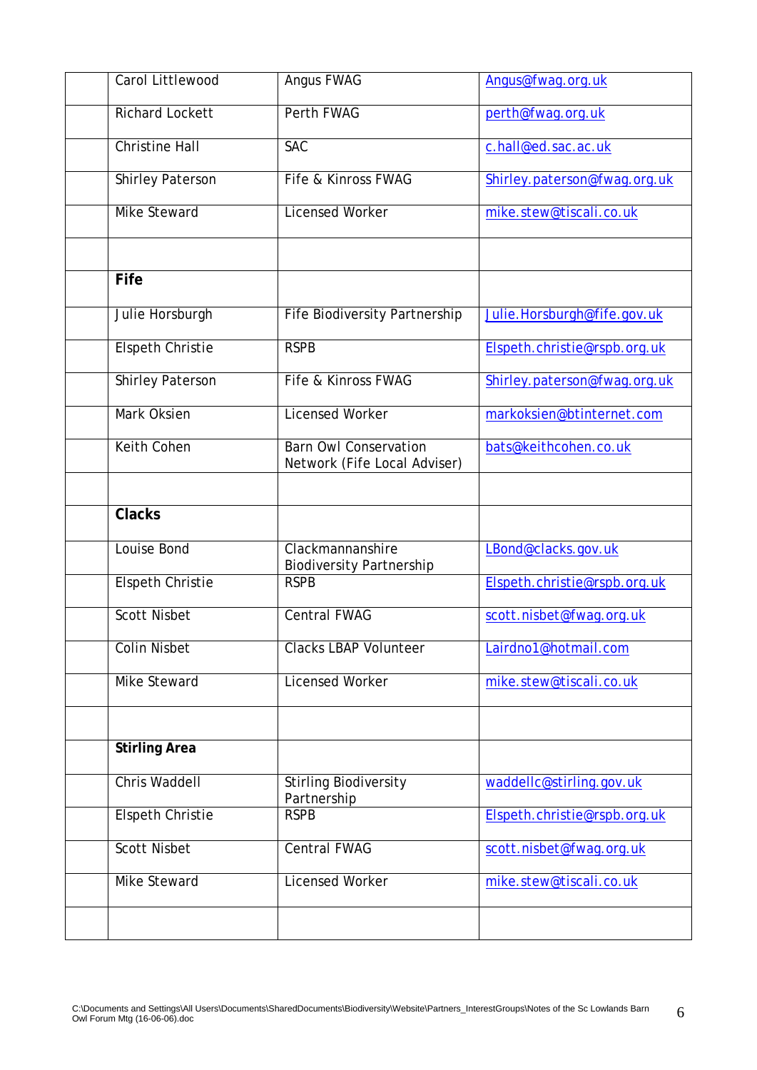| | | | |
|---|---|---|---|
| | Carol Littlewood | Angus FWAG | Angus@fwag.org.uk |
| | Richard Lockett | Perth FWAG | perth@fwag.org.uk |
| | Christine Hall | SAC | c.hall@ed.sac.ac.uk |
| | Shirley Paterson | Fife & Kinross FWAG | Shirley.paterson@fwag.org.uk |
| | Mike Steward | Licensed Worker | mike.stew@tiscali.co.uk |
| | | | |
| | **Fife** | | |
| | Julie Horsburgh | Fife Biodiversity Partnership | Julie.Horsburgh@fife.gov.uk |
| | Elspeth Christie | RSPB | Elspeth.christie@rspb.org.uk |
| | Shirley Paterson | Fife & Kinross FWAG | Shirley.paterson@fwag.org.uk |
| | Mark Oksien | Licensed Worker | markoksien@btinternet.com |
| | Keith Cohen | Barn Owl Conservation Network (Fife Local Adviser) | bats@keithcohen.co.uk |
| | | | |
| | **Clacks** | | |
| | Louise Bond | Clackmannanshire Biodiversity Partnership | LBond@clacks.gov.uk |
| | Elspeth Christie | RSPB | Elspeth.christie@rspb.org.uk |
| | Scott Nisbet | Central FWAG | scott.nisbet@fwag.org.uk |
| | Colin Nisbet | Clacks LBAP Volunteer | Lairdno1@hotmail.com |
| | Mike Steward | Licensed Worker | mike.stew@tiscali.co.uk |
| | | | |
| | **Stirling Area** | | |
| | Chris Waddell | Stirling Biodiversity Partnership | waddellc@stirling.gov.uk |
| | Elspeth Christie | RSPB | Elspeth.christie@rspb.org.uk |
| | Scott Nisbet | Central FWAG | scott.nisbet@fwag.org.uk |
| | Mike Steward | Licensed Worker | mike.stew@tiscali.co.uk |
| | | | |